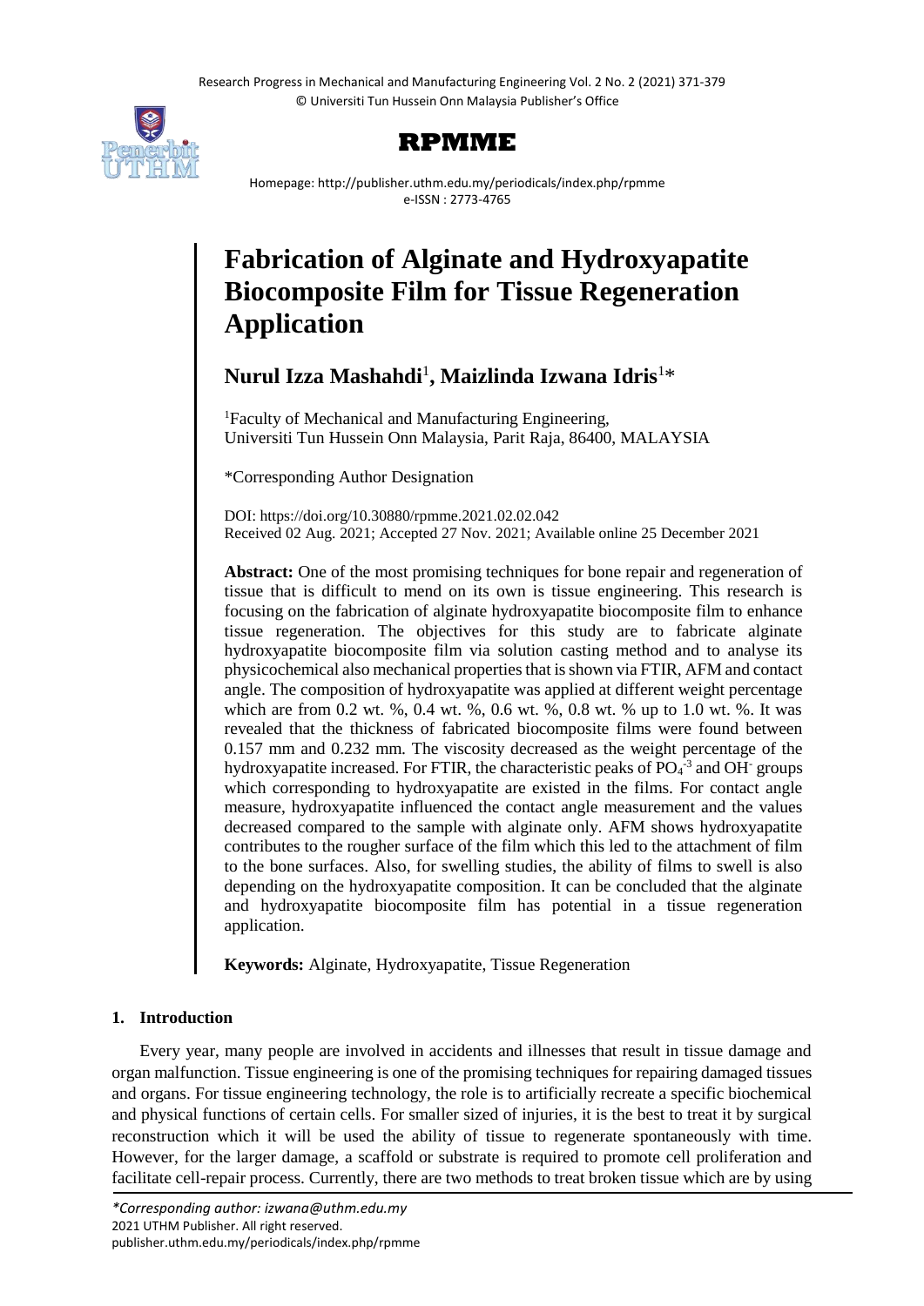# Fabrication of Alginate and Hydroxyapatite Biocomposite Film for Tissue Regeneration Application

**Nurul Izza Mashahdi**[1], **Maizlinda Izwana Idris**[1]*

[1]Faculty of Mechanical and Manufacturing Engineering, Universiti Tun Hussein Onn Malaysia, Parit Raja, 86400, MALAYSIA

*Corresponding Author Designation

DOI: https://doi.org/10.30880/rpmme.2021.02.02.042
Received 02 Aug. 2021; Accepted 27 Nov. 2021; Available online 25 December 2021

**Abstract:** One of the most promising techniques for bone repair and regeneration of tissue that is difficult to mend on its own is tissue engineering. This research is focusing on the fabrication of alginate hydroxyapatite biocomposite film to enhance tissue regeneration. The objectives for this study are to fabricate alginate hydroxyapatite biocomposite film via solution casting method and to analyse its physicochemical also mechanical properties that is shown via FTIR, AFM and contact angle. The composition of hydroxyapatite was applied at different weight percentage which are from 0.2 wt. %, 0.4 wt. %, 0.6 wt. %, 0.8 wt. % up to 1.0 wt. %. It was revealed that the thickness of fabricated biocomposite films were found between 0.157 mm and 0.232 mm. The viscosity decreased as the weight percentage of the hydroxyapatite increased. For FTIR, the characteristic peaks of $PO_4^{-3}$ and $OH^-$ groups which corresponding to hydroxyapatite are existed in the films. For contact angle measure, hydroxyapatite influenced the contact angle measurement and the values decreased compared to the sample with alginate only. AFM shows hydroxyapatite contributes to the rougher surface of the film which this led to the attachment of film to the bone surfaces. Also, for swelling studies, the ability of films to swell is also depending on the hydroxyapatite composition. It can be concluded that the alginate and hydroxyapatite biocomposite film has potential in a tissue regeneration application.

**Keywords:** Alginate, Hydroxyapatite, Tissue Regeneration

## 1. Introduction

Every year, many people are involved in accidents and illnesses that result in tissue damage and organ malfunction. Tissue engineering is one of the promising techniques for repairing damaged tissues and organs. For tissue engineering technology, the role is to artificially recreate a specific biochemical and physical functions of certain cells. For smaller sized of injuries, it is the best to treat it by surgical reconstruction which it will be used the ability of tissue to regenerate spontaneously with time. However, for the larger damage, a scaffold or substrate is required to promote cell proliferation and facilitate cell-repair process. Currently, there are two methods to treat broken tissue which are by using

*\*Corresponding author: izwana@uthm.edu.my*
2021 UTHM Publisher. All right reserved.
publisher.uthm.edu.my/periodicals/index.php/rpmme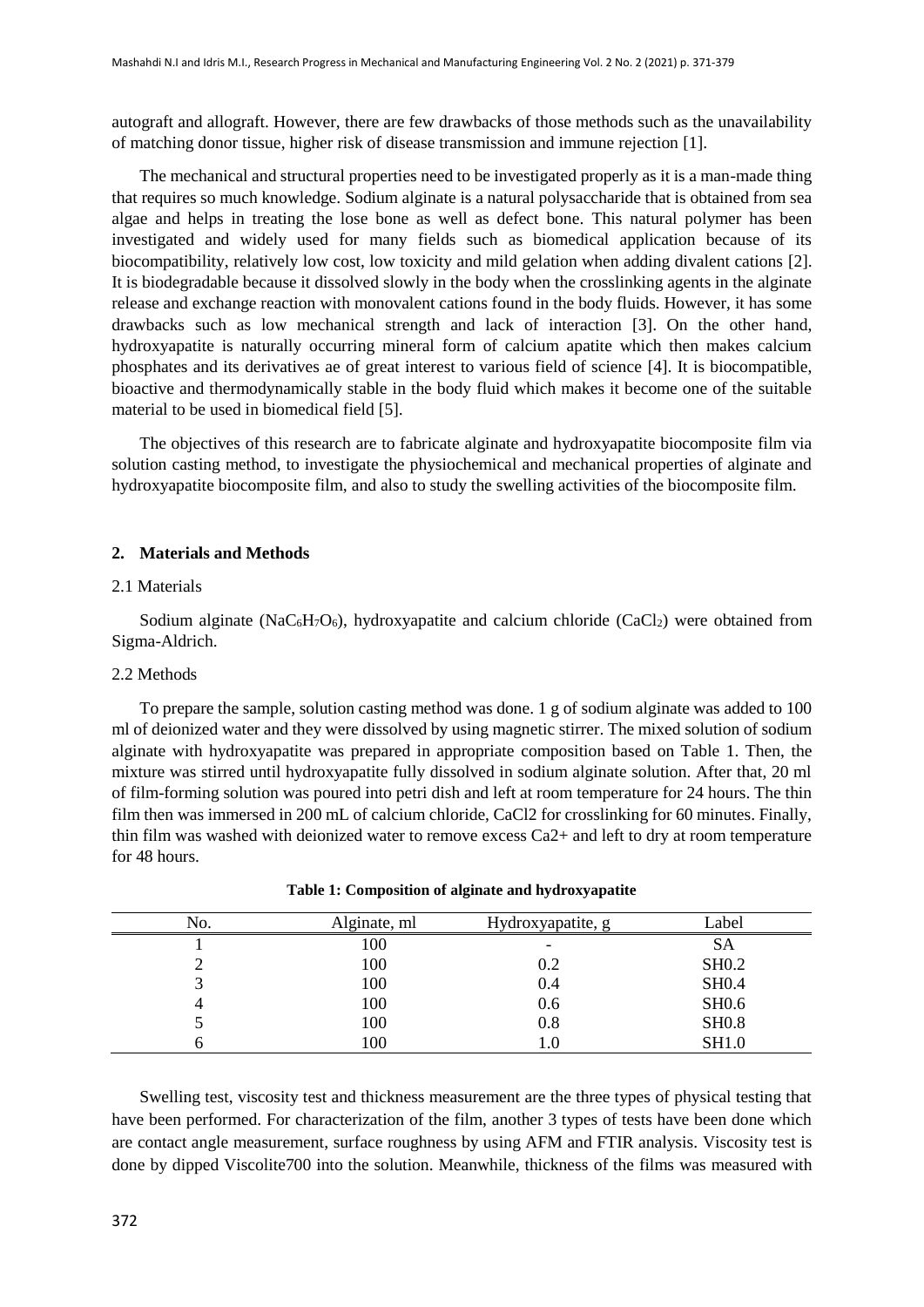autograft and allograft. However, there are few drawbacks of those methods such as the unavailability of matching donor tissue, higher risk of disease transmission and immune rejection [1].

The mechanical and structural properties need to be investigated properly as it is a man-made thing that requires so much knowledge. Sodium alginate is a natural polysaccharide that is obtained from sea algae and helps in treating the lose bone as well as defect bone. This natural polymer has been investigated and widely used for many fields such as biomedical application because of its biocompatibility, relatively low cost, low toxicity and mild gelation when adding divalent cations [2]. It is biodegradable because it dissolved slowly in the body when the crosslinking agents in the alginate release and exchange reaction with monovalent cations found in the body fluids. However, it has some drawbacks such as low mechanical strength and lack of interaction [3]. On the other hand, hydroxyapatite is naturally occurring mineral form of calcium apatite which then makes calcium phosphates and its derivatives ae of great interest to various field of science [4]. It is biocompatible, bioactive and thermodynamically stable in the body fluid which makes it become one of the suitable material to be used in biomedical field [5].

The objectives of this research are to fabricate alginate and hydroxyapatite biocomposite film via solution casting method, to investigate the physiochemical and mechanical properties of alginate and hydroxyapatite biocomposite film, and also to study the swelling activities of the biocomposite film.

## 2. Materials and Methods

### 2.1 Materials

Sodium alginate ($NaC_6H_7O_6$), hydroxyapatite and calcium chloride ($CaCl_2$) were obtained from Sigma-Aldrich.

### 2.2 Methods

To prepare the sample, solution casting method was done. 1 g of sodium alginate was added to 100 ml of deionized water and they were dissolved by using magnetic stirrer. The mixed solution of sodium alginate with hydroxyapatite was prepared in appropriate composition based on Table 1. Then, the mixture was stirred until hydroxyapatite fully dissolved in sodium alginate solution. After that, 20 ml of film-forming solution was poured into petri dish and left at room temperature for 24 hours. The thin film then was immersed in 200 mL of calcium chloride, $CaCl_2$ for crosslinking for 60 minutes. Finally, thin film was washed with deionized water to remove excess $Ca^{2+}$ and left to dry at room temperature for 48 hours.

**Table 1: Composition of alginate and hydroxyapatite**

| No. | Alginate, ml | Hydroxyapatite, g | Label |
|---|---|---|---|
| 1 | 100 | - | SA |
| 2 | 100 | 0.2 | SH0.2 |
| 3 | 100 | 0.4 | SH0.4 |
| 4 | 100 | 0.6 | SH0.6 |
| 5 | 100 | 0.8 | SH0.8 |
| 6 | 100 | 1.0 | SH1.0 |

Swelling test, viscosity test and thickness measurement are the three types of physical testing that have been performed. For characterization of the film, another 3 types of tests have been done which are contact angle measurement, surface roughness by using AFM and FTIR analysis. Viscosity test is done by dipped Viscolite700 into the solution. Meanwhile, thickness of the films was measured with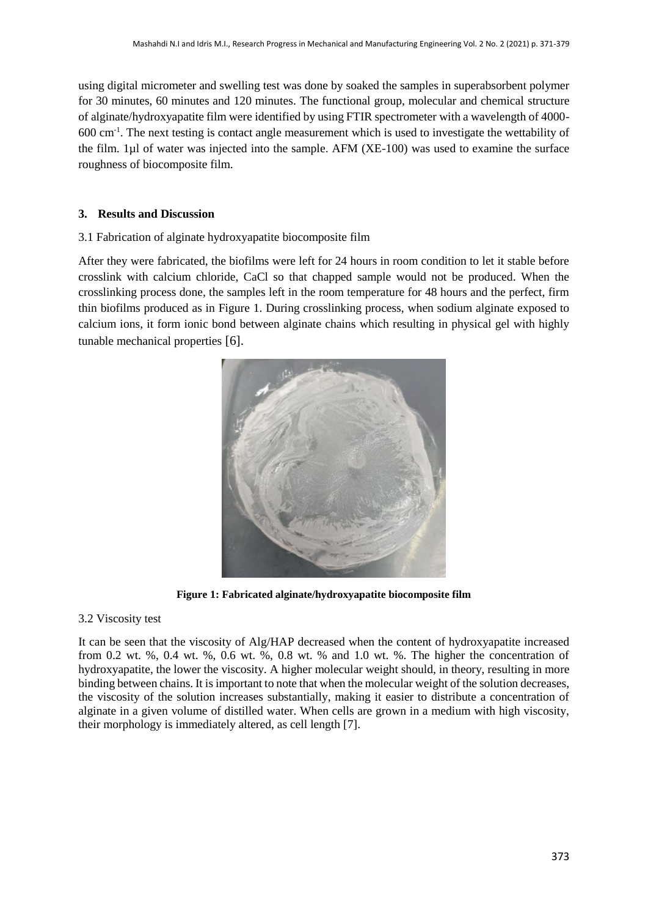using digital micrometer and swelling test was done by soaked the samples in superabsorbent polymer for 30 minutes, 60 minutes and 120 minutes. The functional group, molecular and chemical structure of alginate/hydroxyapatite film were identified by using FTIR spectrometer with a wavelength of 4000-600 $cm^{-1}$. The next testing is contact angle measurement which is used to investigate the wettability of the film. 1µl of water was injected into the sample. AFM (XE-100) was used to examine the surface roughness of biocomposite film.

## 3. Results and Discussion

### 3.1 Fabrication of alginate hydroxyapatite biocomposite film

After they were fabricated, the biofilms were left for 24 hours in room condition to let it stable before crosslink with calcium chloride, CaCl so that chapped sample would not be produced. When the crosslinking process done, the samples left in the room temperature for 48 hours and the perfect, firm thin biofilms produced as in Figure 1. During crosslinking process, when sodium alginate exposed to calcium ions, it form ionic bond between alginate chains which resulting in physical gel with highly tunable mechanical properties [6].

**Figure 1: Fabricated alginate/hydroxyapatite biocomposite film**

### 3.2 Viscosity test

It can be seen that the viscosity of Alg/HAP decreased when the content of hydroxyapatite increased from 0.2 wt. %, 0.4 wt. %, 0.6 wt. %, 0.8 wt. % and 1.0 wt. %. The higher the concentration of hydroxyapatite, the lower the viscosity. A higher molecular weight should, in theory, resulting in more binding between chains. It is important to note that when the molecular weight of the solution decreases, the viscosity of the solution increases substantially, making it easier to distribute a concentration of alginate in a given volume of distilled water. When cells are grown in a medium with high viscosity, their morphology is immediately altered, as cell length [7].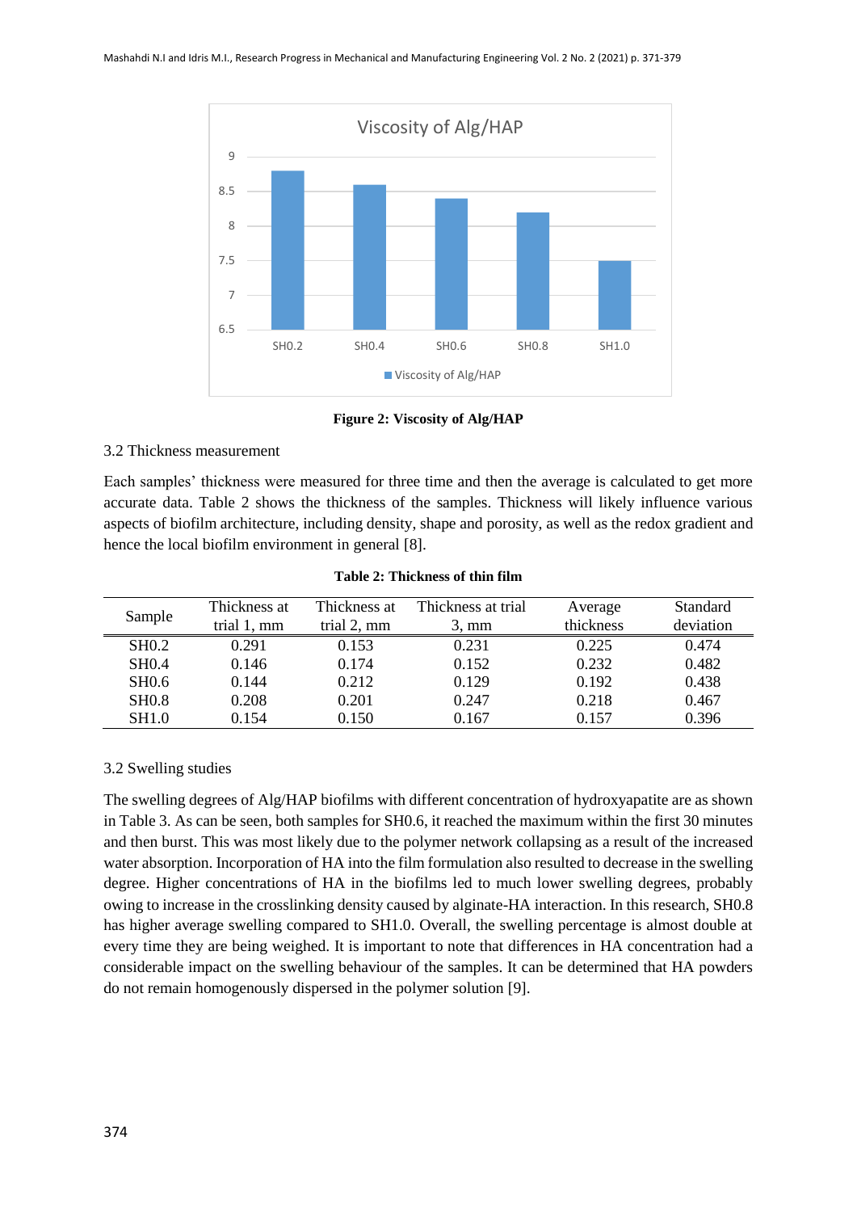Figure 2: Viscosity of Alg/HAP

3.2 Thickness measurement

Each samples' thickness were measured for three time and then the average is calculated to get more accurate data. Table 2 shows the thickness of the samples. Thickness will likely influence various aspects of biofilm architecture, including density, shape and porosity, as well as the redox gradient and hence the local biofilm environment in general [8].

**Table 2: Thickness of thin film**

| Sample | Thickness at trial 1, mm | Thickness at trial 2, mm | Thickness at trial 3, mm | Average thickness | Standard deviation |
|---|---|---|---|---|---|
| SH0.2 | 0.291 | 0.153 | 0.231 | 0.225 | 0.474 |
| SH0.4 | 0.146 | 0.174 | 0.152 | 0.232 | 0.482 |
| SH0.6 | 0.144 | 0.212 | 0.129 | 0.192 | 0.438 |
| SH0.8 | 0.208 | 0.201 | 0.247 | 0.218 | 0.467 |
| SH1.0 | 0.154 | 0.150 | 0.167 | 0.157 | 0.396 |

3.2 Swelling studies

The swelling degrees of Alg/HAP biofilms with different concentration of hydroxyapatite are as shown in Table 3. As can be seen, both samples for SH0.6, it reached the maximum within the first 30 minutes and then burst. This was most likely due to the polymer network collapsing as a result of the increased water absorption. Incorporation of HA into the film formulation also resulted to decrease in the swelling degree. Higher concentrations of HA in the biofilms led to much lower swelling degrees, probably owing to increase in the crosslinking density caused by alginate-HA interaction. In this research, SH0.8 has higher average swelling compared to SH1.0. Overall, the swelling percentage is almost double at every time they are being weighed. It is important to note that differences in HA concentration had a considerable impact on the swelling behaviour of the samples. It can be determined that HA powders do not remain homogenously dispersed in the polymer solution [9].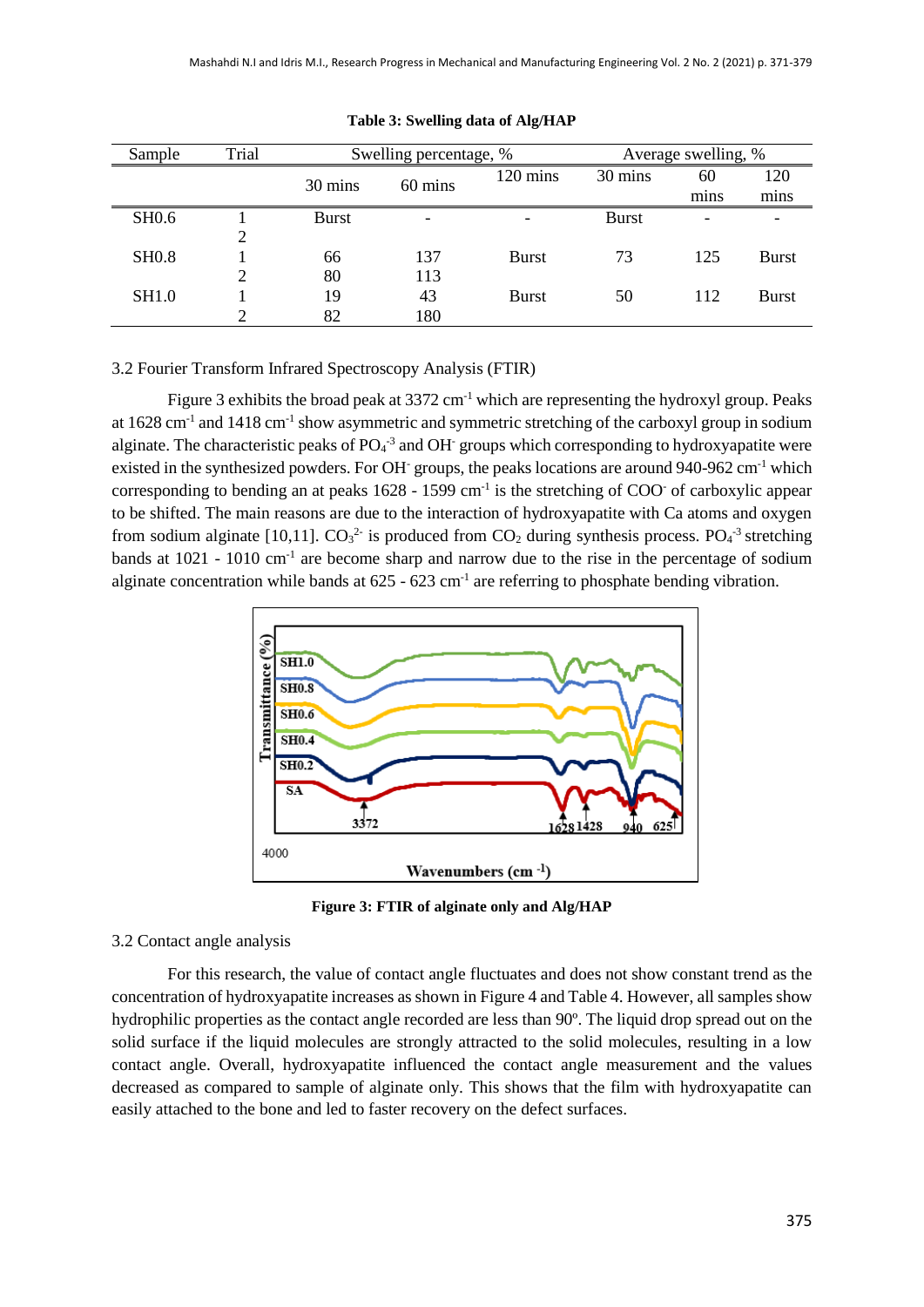**Table 3: Swelling data of Alg/HAP**

| Sample | Trial | Swelling percentage, % | | | Average swelling, % | | |
|---|---|---|---|---|---|---|---|
| | | 30 mins | 60 mins | 120 mins | 30 mins | 60 mins | 120 mins |
| SH0.6 | 1 | Burst | - | - | Burst | - | - |
| | 2 | | | | | | |
| SH0.8 | 1 | 66 | 137 | Burst | 73 | 125 | Burst |
| | 2 | 80 | 113 | | | | |
| SH1.0 | 1 | 19 | 43 | Burst | 50 | 112 | Burst |
| | 2 | 82 | 180 | | | | |

3.2 Fourier Transform Infrared Spectroscopy Analysis (FTIR)

Figure 3 exhibits the broad peak at 3372 $cm^{-1}$ which are representing the hydroxyl group. Peaks at 1628 $cm^{-1}$ and 1418 $cm^{-1}$ show asymmetric and symmetric stretching of the carboxyl group in sodium alginate. The characteristic peaks of $PO_4^{-3}$ and $OH^-$ groups which corresponding to hydroxyapatite were existed in the synthesized powders. For $OH^-$ groups, the peaks locations are around 940-962 $cm^{-1}$ which corresponding to bending an at peaks 1628 - 1599 $cm^{-1}$ is the stretching of $COO^-$ of carboxylic appear to be shifted. The main reasons are due to the interaction of hydroxyapatite with Ca atoms and oxygen from sodium alginate [10,11]. $CO_3^{2-}$ is produced from $CO_2$ during synthesis process. $PO_4^{-3}$ stretching bands at 1021 - 1010 $cm^{-1}$ are become sharp and narrow due to the rise in the percentage of sodium alginate concentration while bands at 625 - 623 $cm^{-1}$ are referring to phosphate bending vibration.

**Figure 3: FTIR of alginate only and Alg/HAP**

3.2 Contact angle analysis

For this research, the value of contact angle fluctuates and does not show constant trend as the concentration of hydroxyapatite increases as shown in Figure 4 and Table 4. However, all samples show hydrophilic properties as the contact angle recorded are less than 90º. The liquid drop spread out on the solid surface if the liquid molecules are strongly attracted to the solid molecules, resulting in a low contact angle. Overall, hydroxyapatite influenced the contact angle measurement and the values decreased as compared to sample of alginate only. This shows that the film with hydroxyapatite can easily attached to the bone and led to faster recovery on the defect surfaces.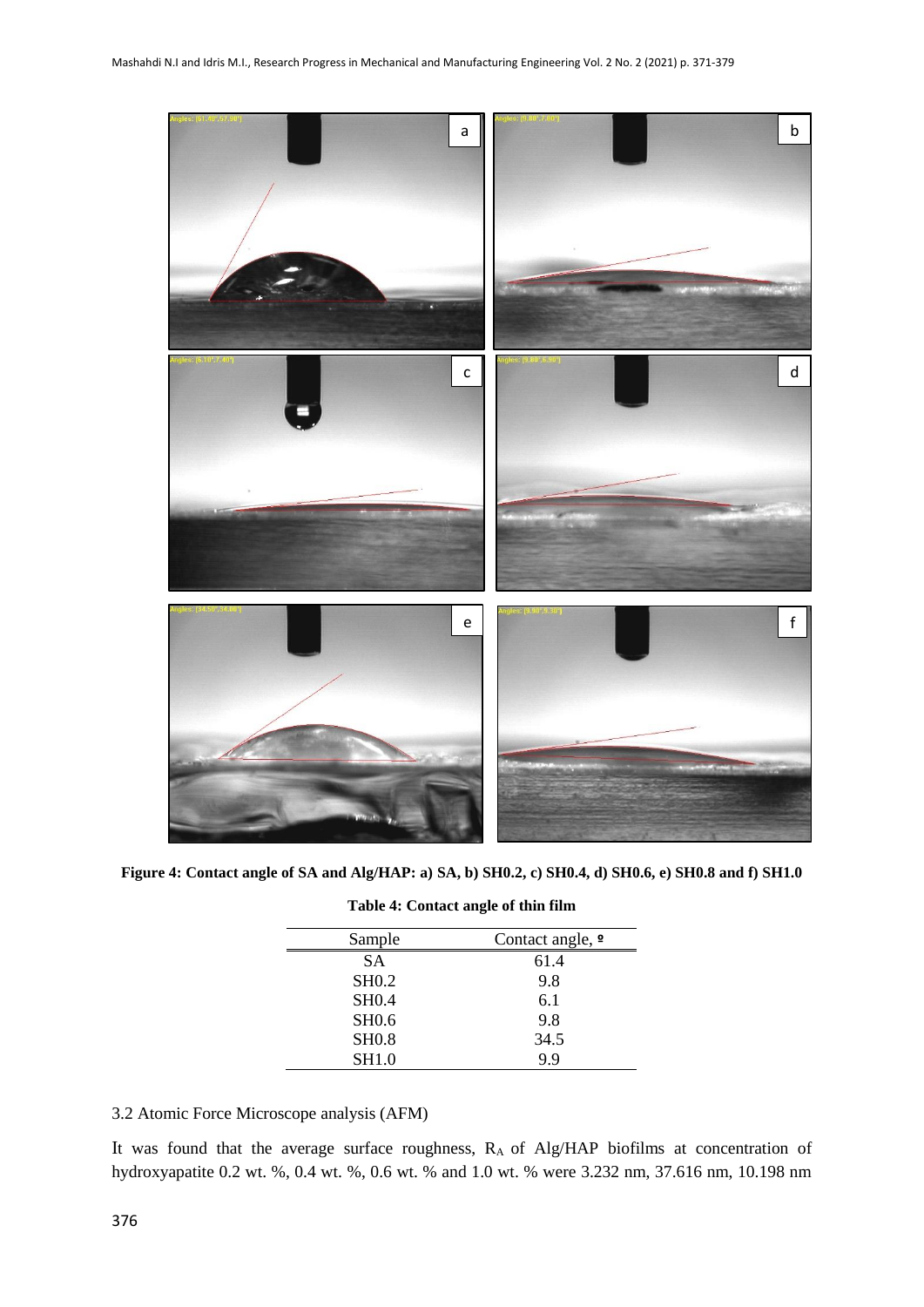Figure 4: Contact angle of SA and Alg/HAP: a) SA, b) SH0.2, c) SH0.4, d) SH0.6, e) SH0.8 and f) SH1.0

**Table 4: Contact angle of thin film**

| Sample | Contact angle, º |
|---|---|
| SA | 61.4 |
| SH0.2 | 9.8 |
| SH0.4 | 6.1 |
| SH0.6 | 9.8 |
| SH0.8 | 34.5 |
| SH1.0 | 9.9 |

### 3.2 Atomic Force Microscope analysis (AFM)

It was found that the average surface roughness, $R_A$ of Alg/HAP biofilms at concentration of hydroxyapatite 0.2 wt. %, 0.4 wt. %, 0.6 wt. % and 1.0 wt. % were 3.232 nm, 37.616 nm, 10.198 nm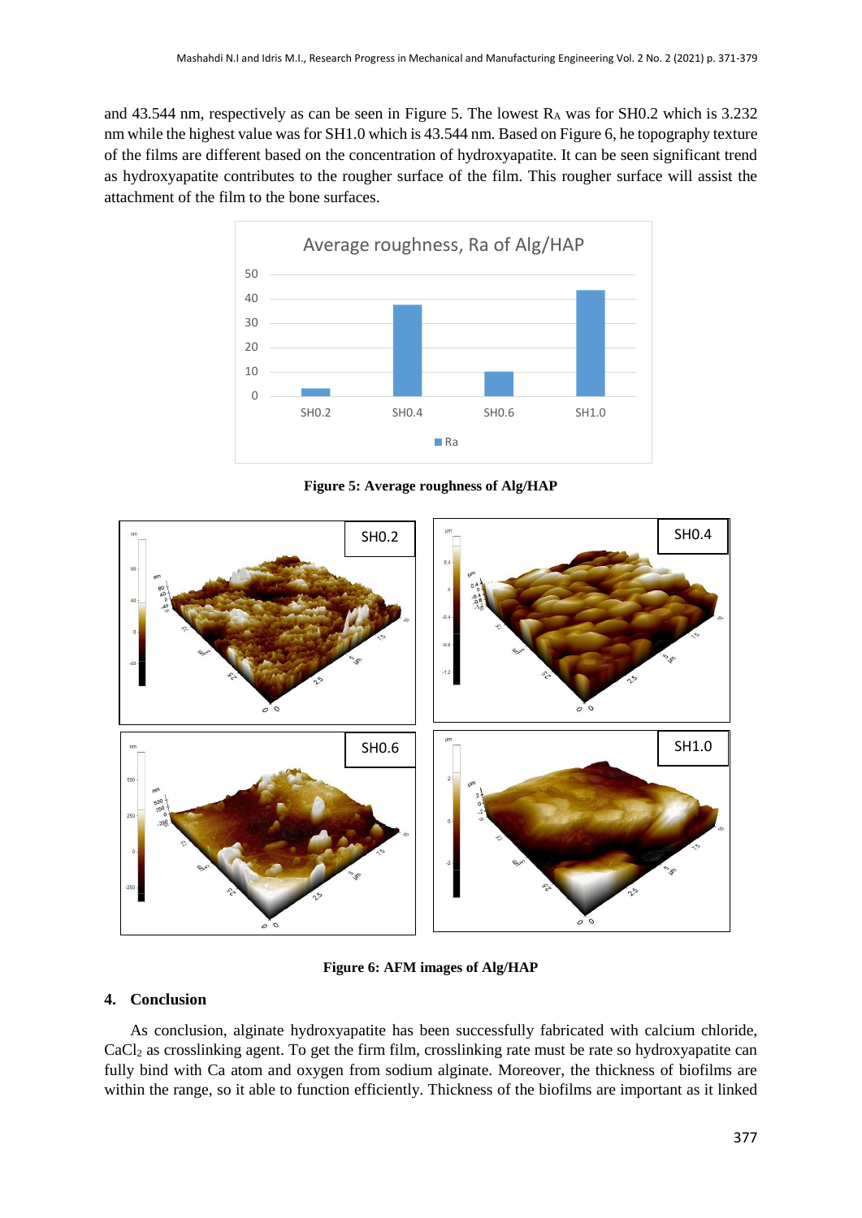and 43.544 nm, respectively as can be seen in Figure 5. The lowest $R_A$ was for SH0.2 which is 3.232 nm while the highest value was for SH1.0 which is 43.544 nm. Based on Figure 6, he topography texture of the films are different based on the concentration of hydroxyapatite. It can be seen significant trend as hydroxyapatite contributes to the rougher surface of the film. This rougher surface will assist the attachment of the film to the bone surfaces.

**Figure 5: Average roughness of Alg/HAP**

**Figure 6: AFM images of Alg/HAP**

## 4. Conclusion

As conclusion, alginate hydroxyapatite has been successfully fabricated with calcium chloride, $CaCl_2$ as crosslinking agent. To get the firm film, crosslinking rate must be rate so hydroxyapatite can fully bind with Ca atom and oxygen from sodium alginate. Moreover, the thickness of biofilms are within the range, so it able to function efficiently. Thickness of the biofilms are important as it linked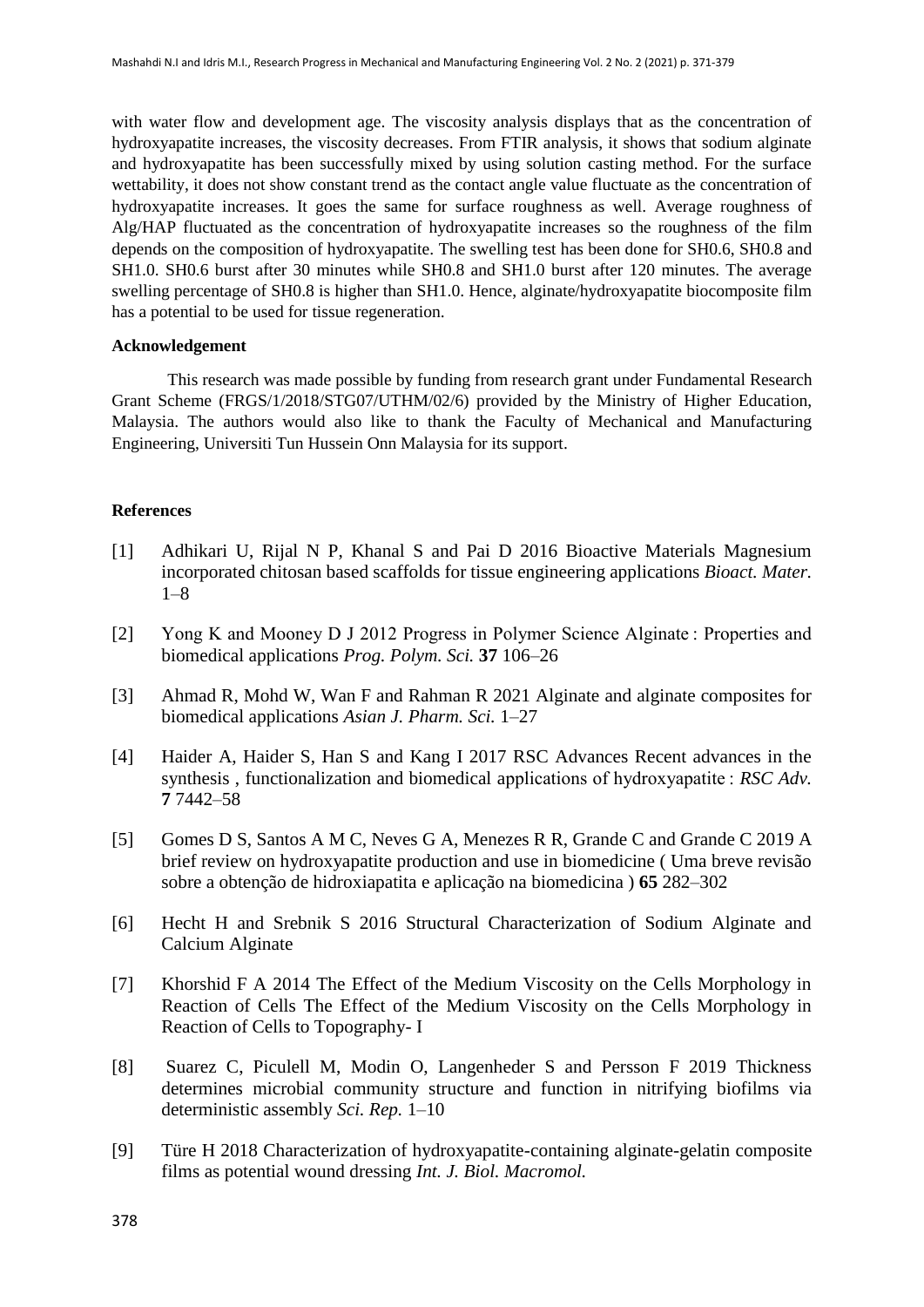with water flow and development age. The viscosity analysis displays that as the concentration of hydroxyapatite increases, the viscosity decreases. From FTIR analysis, it shows that sodium alginate and hydroxyapatite has been successfully mixed by using solution casting method. For the surface wettability, it does not show constant trend as the contact angle value fluctuate as the concentration of hydroxyapatite increases. It goes the same for surface roughness as well. Average roughness of Alg/HAP fluctuated as the concentration of hydroxyapatite increases so the roughness of the film depends on the composition of hydroxyapatite. The swelling test has been done for SH0.6, SH0.8 and SH1.0. SH0.6 burst after 30 minutes while SH0.8 and SH1.0 burst after 120 minutes. The average swelling percentage of SH0.8 is higher than SH1.0. Hence, alginate/hydroxyapatite biocomposite film has a potential to be used for tissue regeneration.

## Acknowledgement

This research was made possible by funding from research grant under Fundamental Research Grant Scheme (FRGS/1/2018/STG07/UTHM/02/6) provided by the Ministry of Higher Education, Malaysia. The authors would also like to thank the Faculty of Mechanical and Manufacturing Engineering, Universiti Tun Hussein Onn Malaysia for its support.

## References

[1] Adhikari U, Rijal N P, Khanal S and Pai D 2016 Bioactive Materials Magnesium incorporated chitosan based scaffolds for tissue engineering applications *Bioact. Mater.* 1–8

[2] Yong K and Mooney D J 2012 Progress in Polymer Science Alginate : Properties and biomedical applications *Prog. Polym. Sci.* **37** 106–26

[3] Ahmad R, Mohd W, Wan F and Rahman R 2021 Alginate and alginate composites for biomedical applications *Asian J. Pharm. Sci.* 1–27

[4] Haider A, Haider S, Han S and Kang I 2017 RSC Advances Recent advances in the synthesis , functionalization and biomedical applications of hydroxyapatite : *RSC Adv.* **7** 7442–58

[5] Gomes D S, Santos A M C, Neves G A, Menezes R R, Grande C and Grande C 2019 A brief review on hydroxyapatite production and use in biomedicine ( Uma breve revisão sobre a obtenção de hidroxiapatita e aplicação na biomedicina ) **65** 282–302

[6] Hecht H and Srebnik S 2016 Structural Characterization of Sodium Alginate and Calcium Alginate

[7] Khorshid F A 2014 The Effect of the Medium Viscosity on the Cells Morphology in Reaction of Cells The Effect of the Medium Viscosity on the Cells Morphology in Reaction of Cells to Topography- I

[8] Suarez C, Piculell M, Modin O, Langenheder S and Persson F 2019 Thickness determines microbial community structure and function in nitrifying biofilms via deterministic assembly *Sci. Rep.* 1–10

[9] Türe H 2018 Characterization of hydroxyapatite-containing alginate-gelatin composite films as potential wound dressing *Int. J. Biol. Macromol.*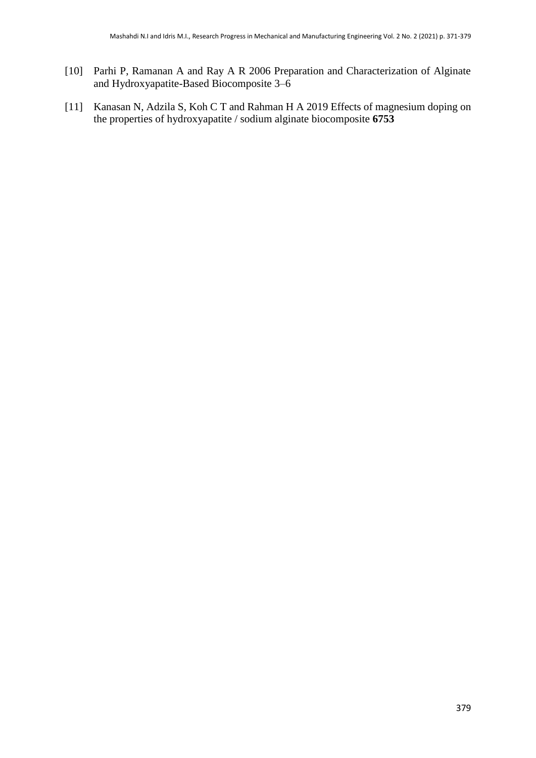[10] Parhi P, Ramanan A and Ray A R 2006 Preparation and Characterization of Alginate and Hydroxyapatite-Based Biocomposite 3–6

[11] Kanasan N, Adzila S, Koh C T and Rahman H A 2019 Effects of magnesium doping on the properties of hydroxyapatite / sodium alginate biocomposite **6753**